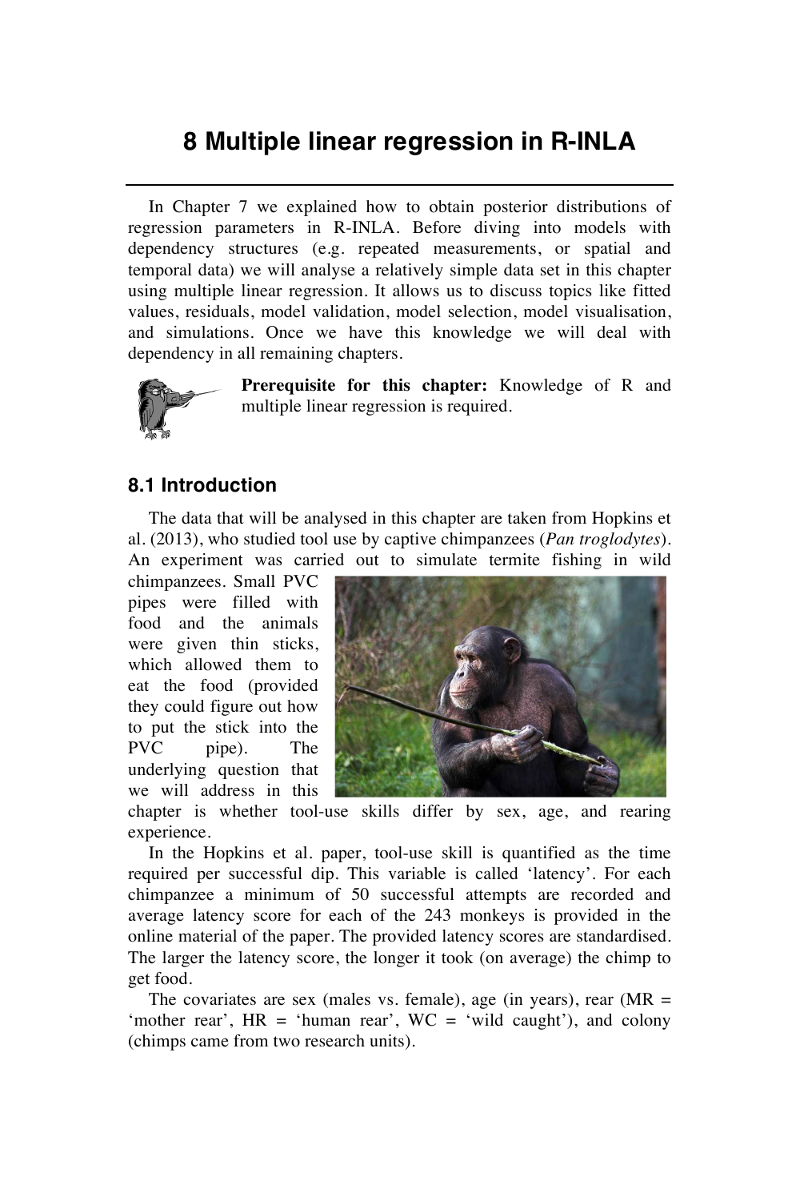# 8 Multiple linear regression in R-INLA

In Chapter 7 we explained how to obtain posterior distributions of regression parameters in R-INLA. Before diving into models with dependency structures (e.g. repeated measurements, or spatial and temporal data) we will analyse a relatively simple data set in this chapter using multiple linear regression. It allows us to discuss topics like fitted values, residuals, model validation, model selection, model visualisation, and simulations. Once we have this knowledge we will deal with dependency in all remaining chapters.

**Prerequisite for this chapter:** Knowledge of R and multiple linear regression is required.

## 8.1 Introduction

The data that will be analysed in this chapter are taken from Hopkins et al. (2013), who studied tool use by captive chimpanzees (*Pan troglodytes*). An experiment was carried out to simulate termite fishing in wild chimpanzees. Small PVC pipes were filled with food and the animals were given thin sticks, which allowed them to eat the food (provided they could figure out how to put the stick into the PVC pipe). The underlying question that we will address in this chapter is whether tool-use skills differ by sex, age, and rearing experience.

In the Hopkins et al. paper, tool-use skill is quantified as the time required per successful dip. This variable is called 'latency'. For each chimpanzee a minimum of 50 successful attempts are recorded and average latency score for each of the 243 monkeys is provided in the online material of the paper. The provided latency scores are standardised. The larger the latency score, the longer it took (on average) the chimp to get food.

The covariates are sex (males vs. female), age (in years), rear (MR = 'mother rear', HR = 'human rear', WC = 'wild caught'), and colony (chimps came from two research units).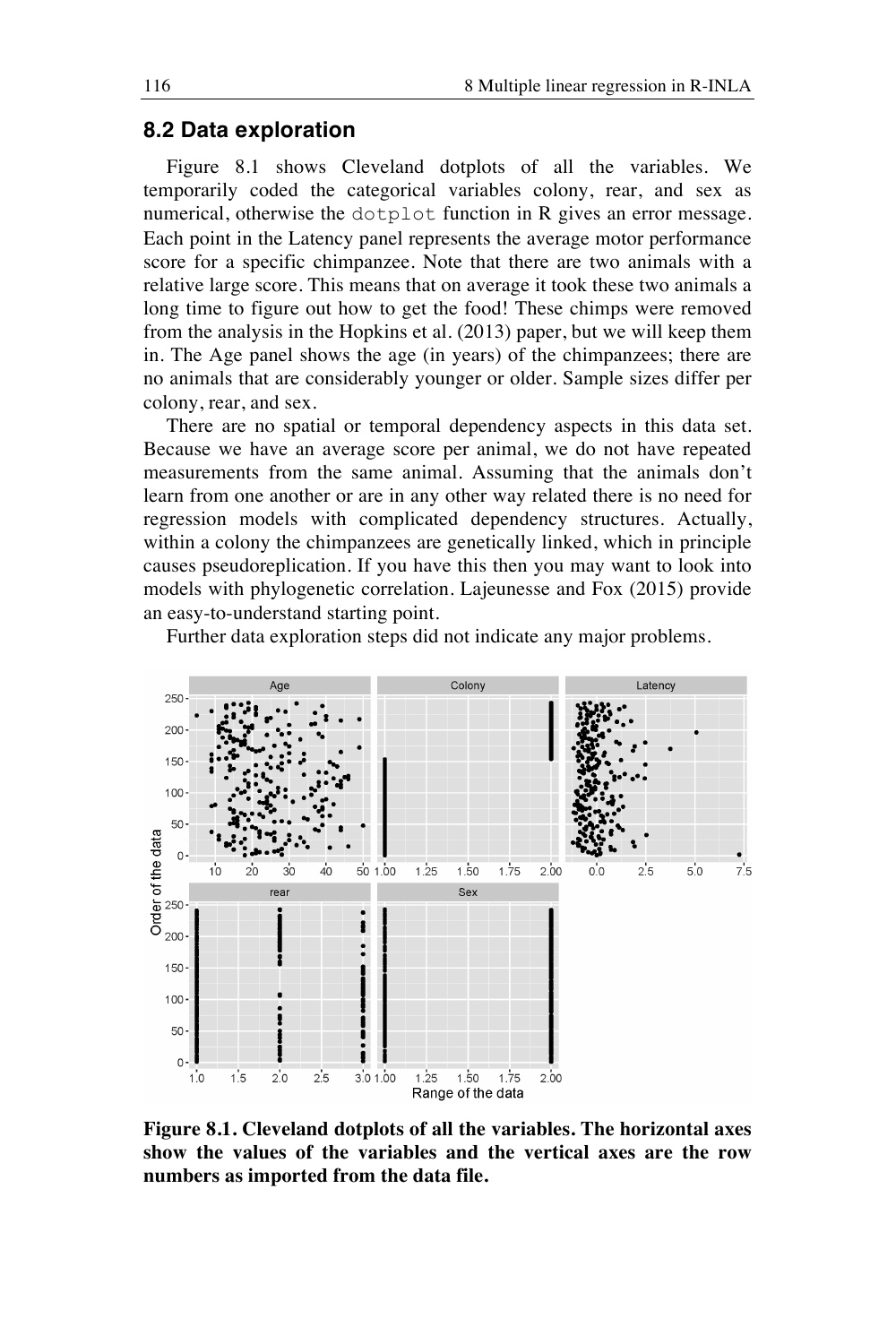## 8.2 Data exploration

Figure 8.1 shows Cleveland dotplots of all the variables. We temporarily coded the categorical variables colony, rear, and sex as numerical, otherwise the `dotplot` function in R gives an error message. Each point in the Latency panel represents the average motor performance score for a specific chimpanzee. Note that there are two animals with a relative large score. This means that on average it took these two animals a long time to figure out how to get the food! These chimps were removed from the analysis in the Hopkins et al. (2013) paper, but we will keep them in. The Age panel shows the age (in years) of the chimpanzees; there are no animals that are considerably younger or older. Sample sizes differ per colony, rear, and sex.

There are no spatial or temporal dependency aspects in this data set. Because we have an average score per animal, we do not have repeated measurements from the same animal. Assuming that the animals don't learn from one another or are in any other way related there is no need for regression models with complicated dependency structures. Actually, within a colony the chimpanzees are genetically linked, which in principle causes pseudoreplication. If you have this then you may want to look into models with phylogenetic correlation. Lajeunesse and Fox (2015) provide an easy-to-understand starting point.

Further data exploration steps did not indicate any major problems.

Age
Colony
Latency
rear
Sex
Order of the data
Range of the data
0
50
100
150
200
250
10 20 30 40 50
1.00 1.25 1.50 1.75 2.00
0.0 2.5 5.0 7.5
1.0 1.5 2.0 2.5 3.0

**Figure 8.1. Cleveland dotplots of all the variables. The horizontal axes show the values of the variables and the vertical axes are the row numbers as imported from the data file.**